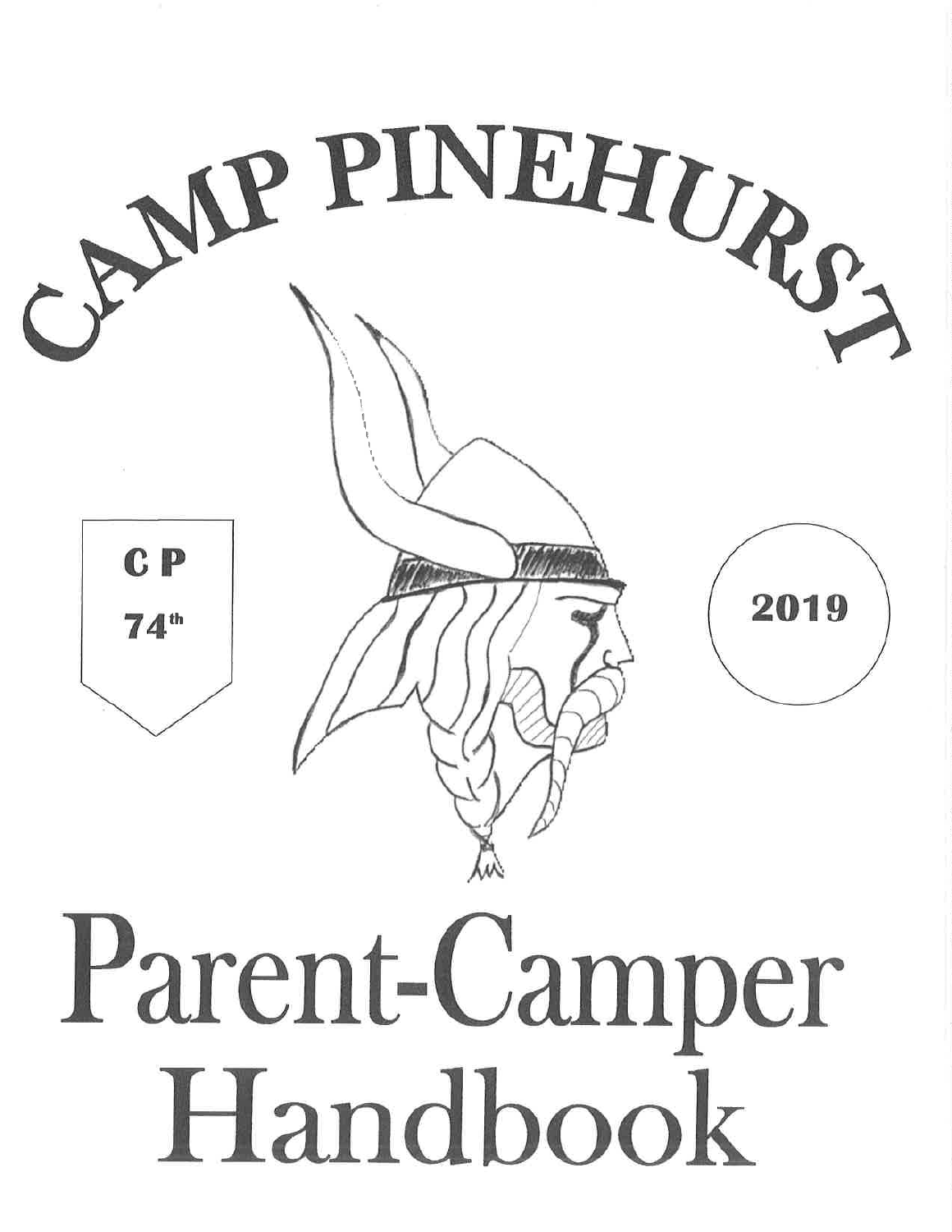# CAMP PINEHURST

C P

74th

2019

# Parent-Camper Handbook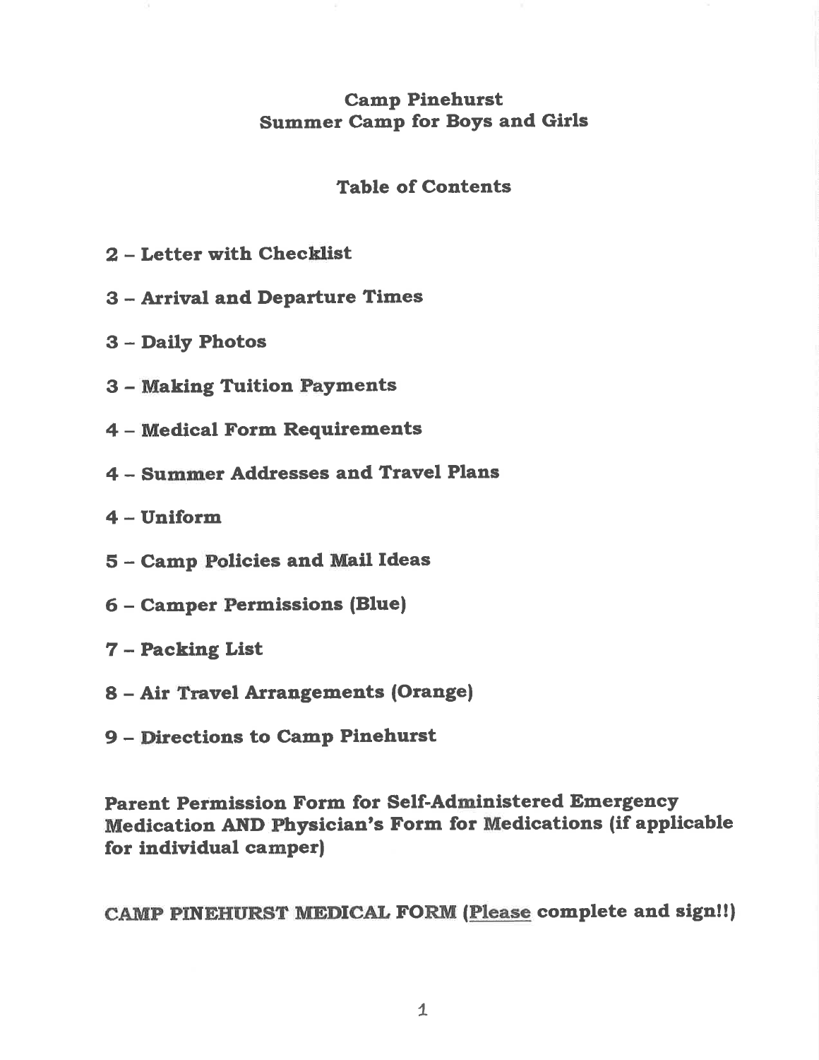# Camp Pinehurst
## Summer Camp for Boys and Girls

## Table of Contents

**2 – Letter with Checklist**

**3 – Arrival and Departure Times**

**3 – Daily Photos**

**3 – Making Tuition Payments**

**4 – Medical Form Requirements**

**4 – Summer Addresses and Travel Plans**

**4 – Uniform**

**5 – Camp Policies and Mail Ideas**

**6 – Camper Permissions (Blue)**

**7 – Packing List**

**8 – Air Travel Arrangements (Orange)**

**9 – Directions to Camp Pinehurst**

**Parent Permission Form for Self-Administered Emergency Medication AND Physician's Form for Medications (if applicable for individual camper)**

**CAMP PINEHURST MEDICAL FORM (<u>Please</u> complete and sign!!)**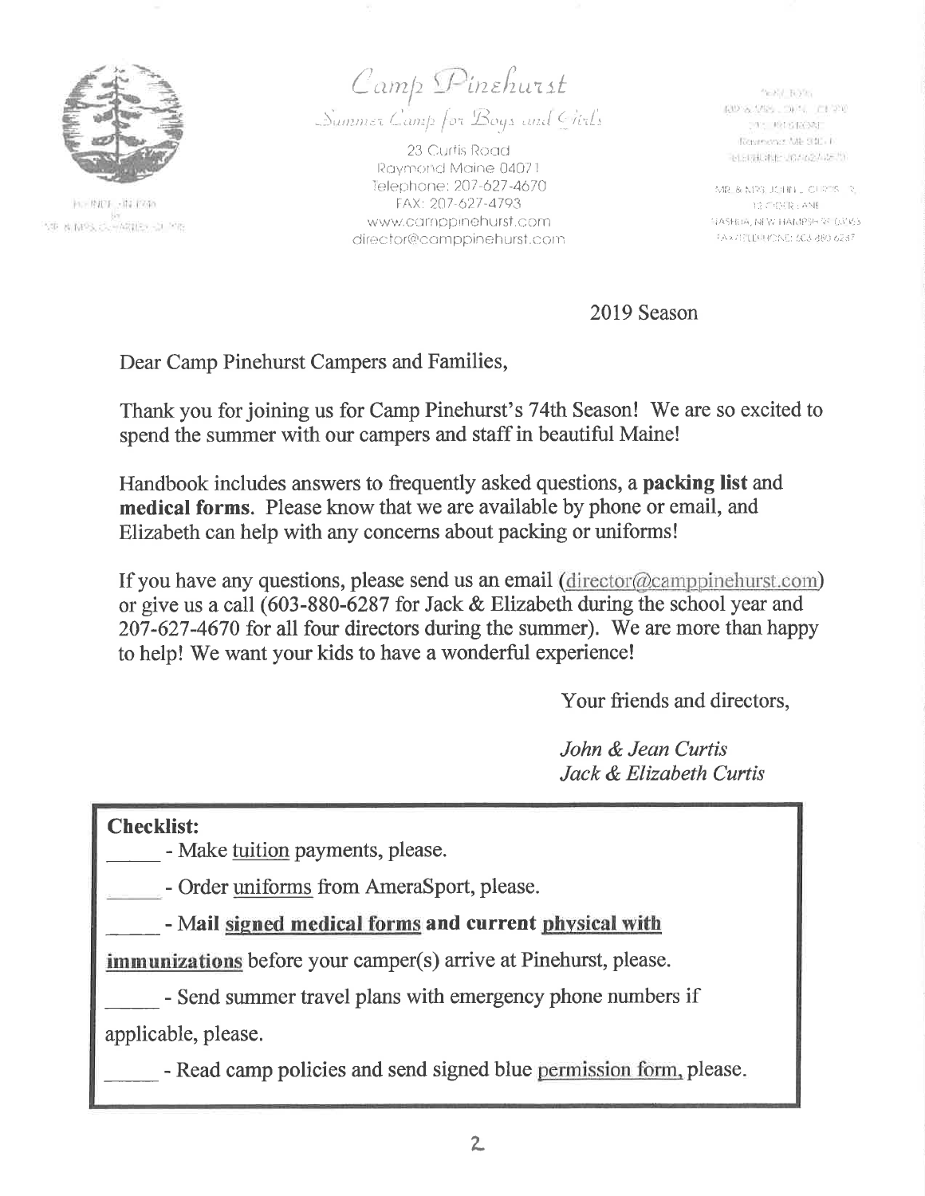# Camp Pinehurst

*Summer Camp for Boys and Girls*

23 Curtis Road
Raymond Maine 04071
Telephone: 207-627-4670
FAX: 207-627-4793
www.camppinehurst.com
director@camppinehurst.com

2019 Season

Dear Camp Pinehurst Campers and Families,

Thank you for joining us for Camp Pinehurst's 74th Season! We are so excited to spend the summer with our campers and staff in beautiful Maine!

Handbook includes answers to frequently asked questions, a **packing list** and **medical forms**. Please know that we are available by phone or email, and Elizabeth can help with any concerns about packing or uniforms!

If you have any questions, please send us an email (director@camppinehurst.com) or give us a call (603-880-6287 for Jack & Elizabeth during the school year and 207-627-4670 for all four directors during the summer). We are more than happy to help! We want your kids to have a wonderful experience!

Your friends and directors,

*John & Jean Curtis*
*Jack & Elizabeth Curtis*

**Checklist:**

_____ - Make tuition payments, please.

_____ - Order uniforms from AmeraSport, please.

_____ - **Mail signed medical forms and current physical with immunizations** before your camper(s) arrive at Pinehurst, please.

_____ - Send summer travel plans with emergency phone numbers if applicable, please.

_____ - Read camp policies and send signed blue permission form, please.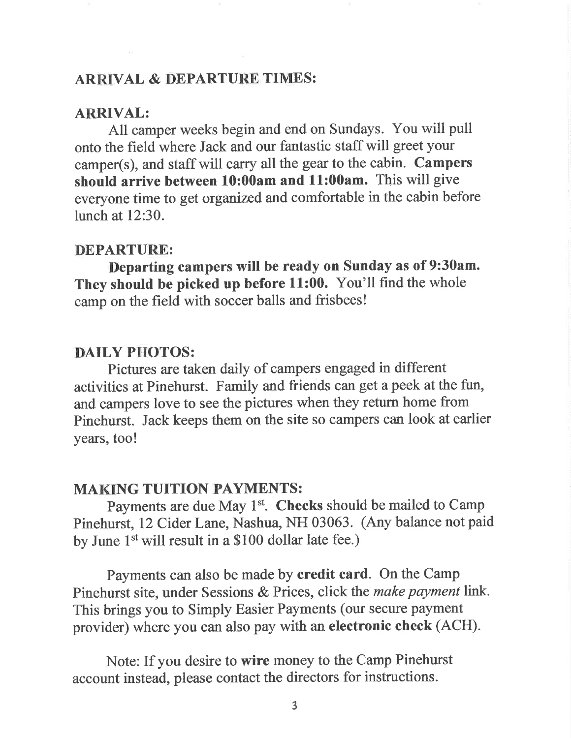## ARRIVAL & DEPARTURE TIMES:

### ARRIVAL:

All camper weeks begin and end on Sundays. You will pull onto the field where Jack and our fantastic staff will greet your camper(s), and staff will carry all the gear to the cabin. **Campers should arrive between 10:00am and 11:00am.** This will give everyone time to get organized and comfortable in the cabin before lunch at 12:30.

### DEPARTURE:

**Departing campers will be ready on Sunday as of 9:30am. They should be picked up before 11:00.** You'll find the whole camp on the field with soccer balls and frisbees!

## DAILY PHOTOS:

Pictures are taken daily of campers engaged in different activities at Pinehurst. Family and friends can get a peek at the fun, and campers love to see the pictures when they return home from Pinehurst. Jack keeps them on the site so campers can look at earlier years, too!

## MAKING TUITION PAYMENTS:

Payments are due May 1st. **Checks** should be mailed to Camp Pinehurst, 12 Cider Lane, Nashua, NH 03063. (Any balance not paid by June 1st will result in a $100 dollar late fee.)

Payments can also be made by **credit card**. On the Camp Pinehurst site, under Sessions & Prices, click the *make payment* link. This brings you to Simply Easier Payments (our secure payment provider) where you can also pay with an **electronic check** (ACH).

Note: If you desire to **wire** money to the Camp Pinehurst account instead, please contact the directors for instructions.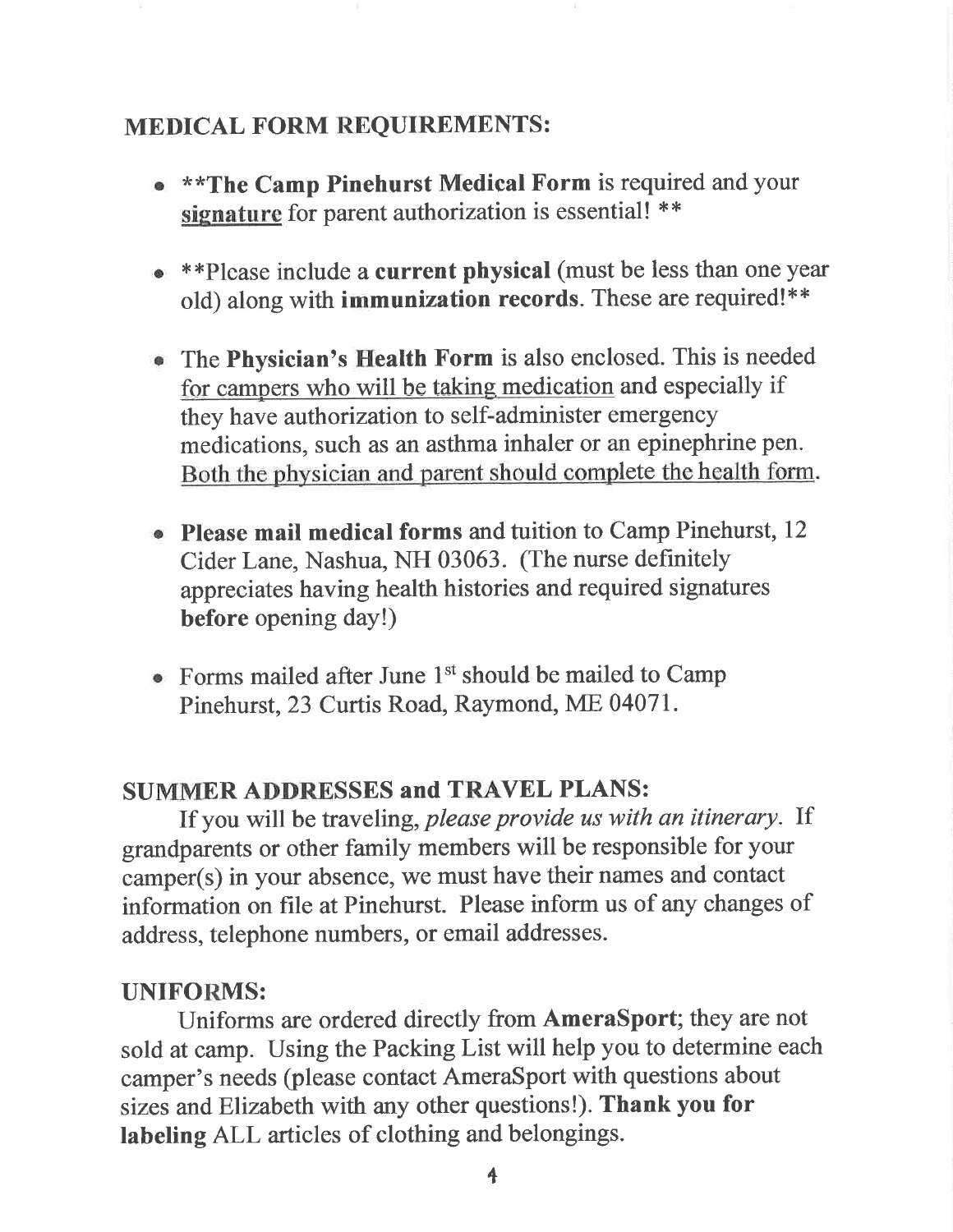## MEDICAL FORM REQUIREMENTS:

- ****The Camp Pinehurst Medical Form** is required and your <u>signature</u> for parent authorization is essential! **
- **Please include a **current physical** (must be less than one year old) along with **immunization records**. These are required!**
- The **Physician's Health Form** is also enclosed. This is needed <u>for campers who will be taking medication</u> and especially if they have authorization to self-administer emergency medications, such as an asthma inhaler or an epinephrine pen. <u>Both the physician and parent should complete the health form</u>.
- **Please mail medical forms** and tuition to Camp Pinehurst, 12 Cider Lane, Nashua, NH 03063. (The nurse definitely appreciates having health histories and required signatures **before** opening day!)
- Forms mailed after June 1st should be mailed to Camp Pinehurst, 23 Curtis Road, Raymond, ME 04071.

## SUMMER ADDRESSES and TRAVEL PLANS:

If you will be traveling, *please provide us with an itinerary*. If grandparents or other family members will be responsible for your camper(s) in your absence, we must have their names and contact information on file at Pinehurst. Please inform us of any changes of address, telephone numbers, or email addresses.

## UNIFORMS:

Uniforms are ordered directly from **AmeraSport**; they are not sold at camp. Using the Packing List will help you to determine each camper's needs (please contact AmeraSport with questions about sizes and Elizabeth with any other questions!). **Thank you for labeling** ALL articles of clothing and belongings.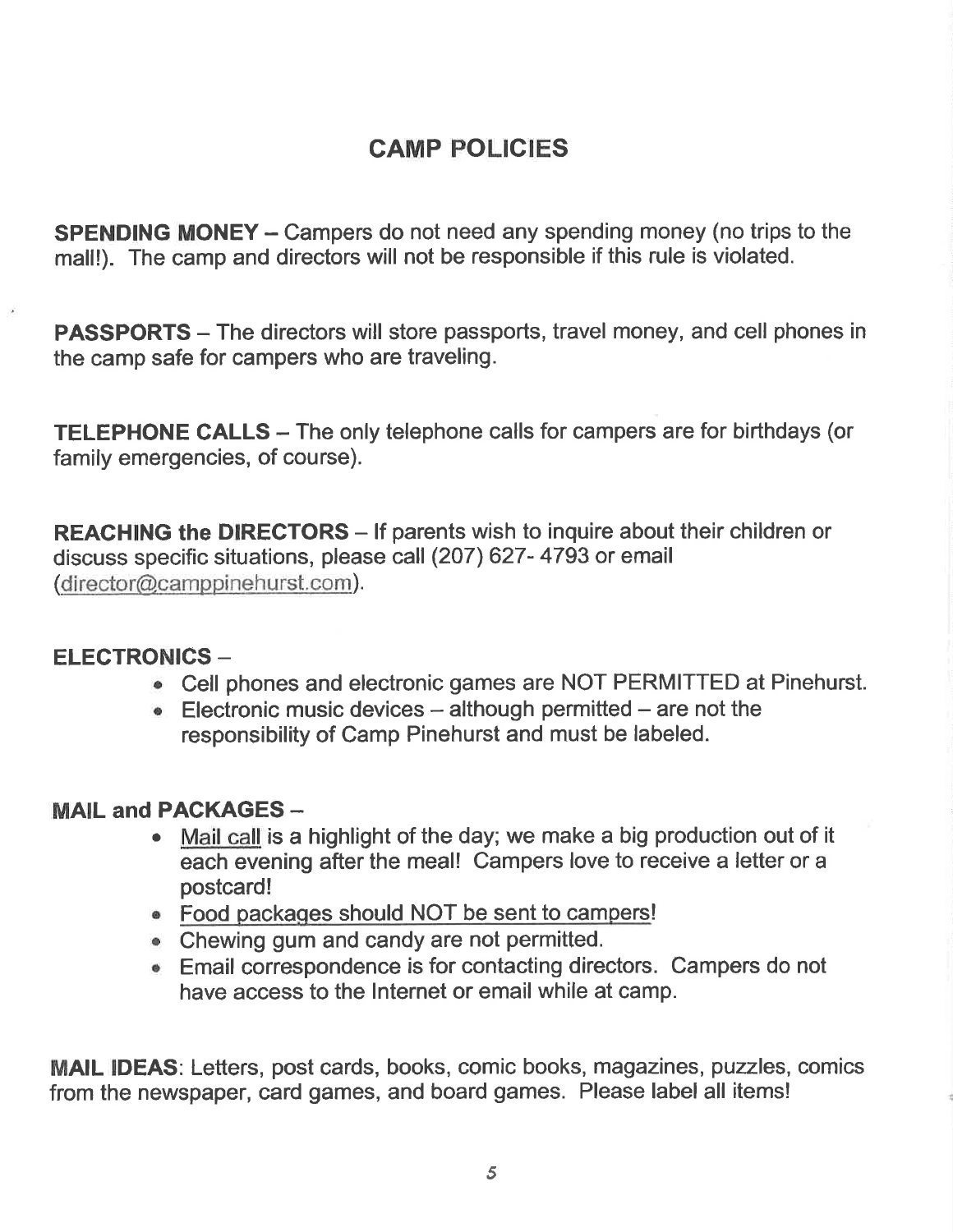# CAMP POLICIES

**SPENDING MONEY** – Campers do not need any spending money (no trips to the mall!). The camp and directors will not be responsible if this rule is violated.

**PASSPORTS** – The directors will store passports, travel money, and cell phones in the camp safe for campers who are traveling.

**TELEPHONE CALLS** – The only telephone calls for campers are for birthdays (or family emergencies, of course).

**REACHING the DIRECTORS** – If parents wish to inquire about their children or discuss specific situations, please call (207) 627- 4793 or email (director@camppinehurst.com).

**ELECTRONICS** –

- Cell phones and electronic games are NOT PERMITTED at Pinehurst.
- Electronic music devices – although permitted – are not the responsibility of Camp Pinehurst and must be labeled.

**MAIL and PACKAGES** –

- <u>Mail call</u> is a highlight of the day; we make a big production out of it each evening after the meal! Campers love to receive a letter or a postcard!
- <u>Food packages should NOT be sent to campers!</u>
- Chewing gum and candy are not permitted.
- Email correspondence is for contacting directors. Campers do not have access to the Internet or email while at camp.

**MAIL IDEAS**: Letters, post cards, books, comic books, magazines, puzzles, comics from the newspaper, card games, and board games. Please label all items!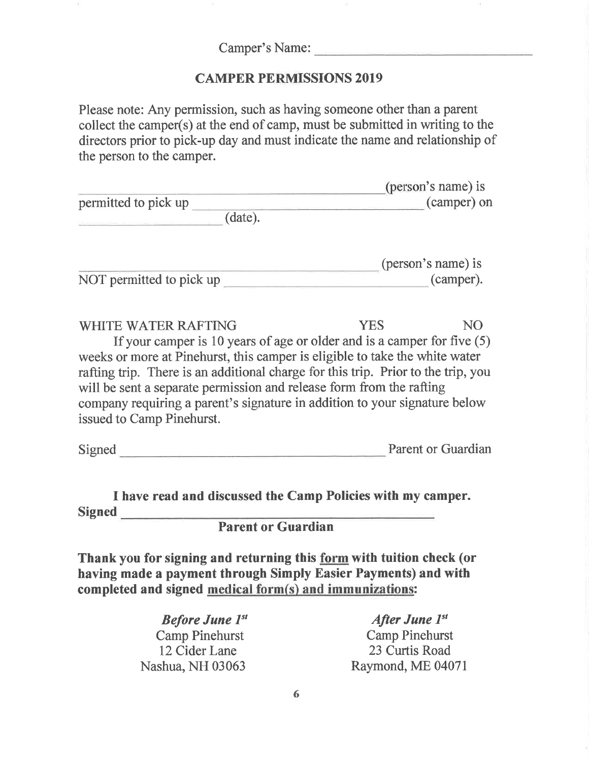Camper's Name: ______________________________

## CAMPER PERMISSIONS 2019

Please note: Any permission, such as having someone other than a parent collect the camper(s) at the end of camp, must be submitted in writing to the directors prior to pick-up day and must indicate the name and relationship of the person to the camper.

______________________________________(person's name) is permitted to pick up ______________________________ (camper) on ____________________ (date).

______________________________________ (person's name) is NOT permitted to pick up ______________________________ (camper).

WHITE WATER RAFTING YES NO

If your camper is 10 years of age or older and is a camper for five (5) weeks or more at Pinehurst, this camper is eligible to take the white water rafting trip. There is an additional charge for this trip. Prior to the trip, you will be sent a separate permission and release form from the rafting company requiring a parent's signature in addition to your signature below issued to Camp Pinehurst.

Signed ______________________________________ Parent or Guardian

**I have read and discussed the Camp Policies with my camper.**

**Signed ______________________________________**

**Parent or Guardian**

**Thank you for signing and returning this form with tuition check (or having made a payment through Simply Easier Payments) and with completed and signed medical form(s) and immunizations:**

***Before June 1st***
Camp Pinehurst
12 Cider Lane
Nashua, NH 03063

***After June 1st***
Camp Pinehurst
23 Curtis Road
Raymond, ME 04071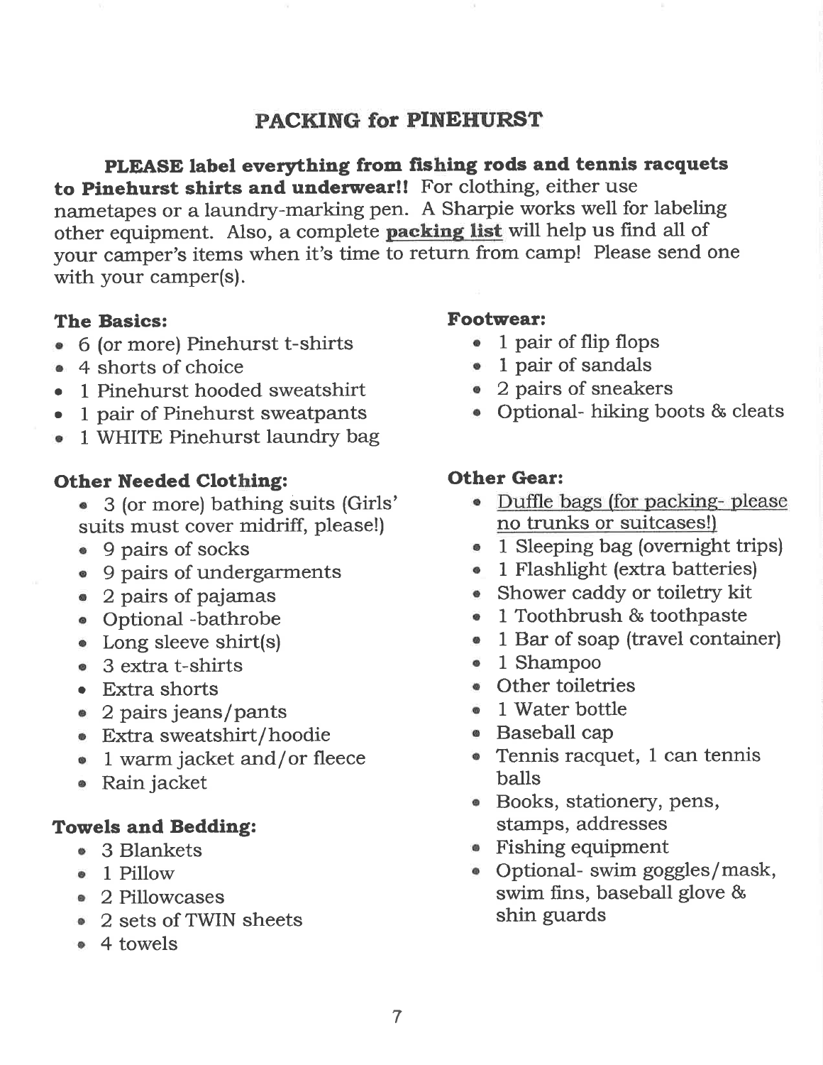# PACKING for PINEHURST

**PLEASE label everything from fishing rods and tennis racquets to Pinehurst shirts and underwear!!** For clothing, either use nametapes or a laundry-marking pen. A Sharpie works well for labeling other equipment. Also, a complete **packing list** will help us find all of your camper's items when it's time to return from camp! Please send one with your camper(s).

### The Basics:

- 6 (or more) Pinehurst t-shirts
- 4 shorts of choice
- 1 Pinehurst hooded sweatshirt
- 1 pair of Pinehurst sweatpants
- 1 WHITE Pinehurst laundry bag

### Other Needed Clothing:

- 3 (or more) bathing suits (Girls' suits must cover midriff, please!)
- 9 pairs of socks
- 9 pairs of undergarments
- 2 pairs of pajamas
- Optional -bathrobe
- Long sleeve shirt(s)
- 3 extra t-shirts
- Extra shorts
- 2 pairs jeans/pants
- Extra sweatshirt/hoodie
- 1 warm jacket and/or fleece
- Rain jacket

### Towels and Bedding:

- 3 Blankets
- 1 Pillow
- 2 Pillowcases
- 2 sets of TWIN sheets
- 4 towels

### Footwear:

- 1 pair of flip flops
- 1 pair of sandals
- 2 pairs of sneakers
- Optional- hiking boots & cleats

### Other Gear:

- Duffle bags (for packing- please no trunks or suitcases!)
- 1 Sleeping bag (overnight trips)
- 1 Flashlight (extra batteries)
- Shower caddy or toiletry kit
- 1 Toothbrush & toothpaste
- 1 Bar of soap (travel container)
- 1 Shampoo
- Other toiletries
- 1 Water bottle
- Baseball cap
- Tennis racquet, 1 can tennis balls
- Books, stationery, pens, stamps, addresses
- Fishing equipment
- Optional- swim goggles/mask, swim fins, baseball glove & shin guards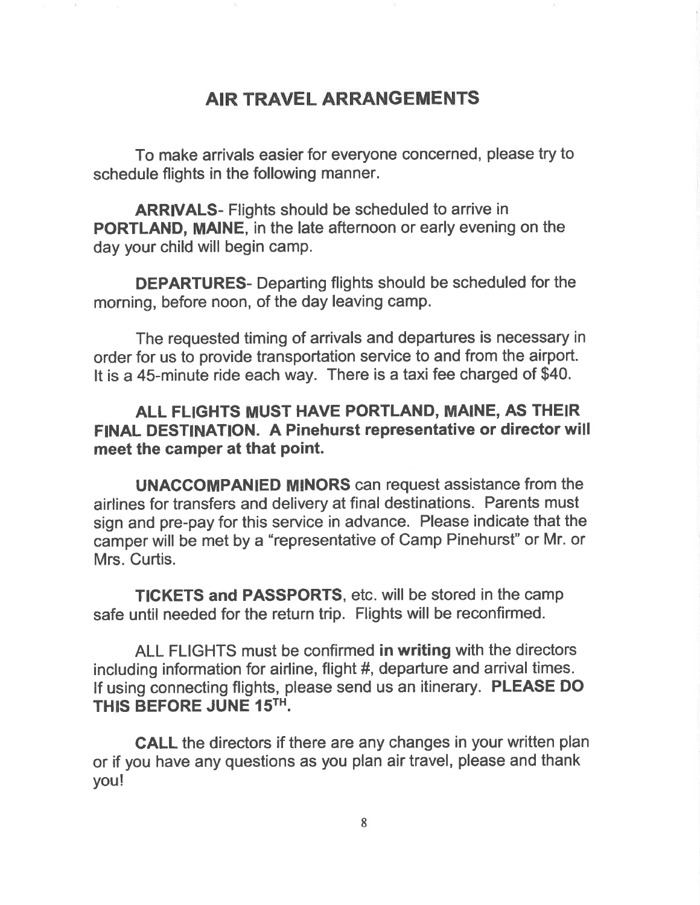## AIR TRAVEL ARRANGEMENTS

To make arrivals easier for everyone concerned, please try to schedule flights in the following manner.

**ARRIVALS**- Flights should be scheduled to arrive in **PORTLAND, MAINE**, in the late afternoon or early evening on the day your child will begin camp.

**DEPARTURES**- Departing flights should be scheduled for the morning, before noon, of the day leaving camp.

The requested timing of arrivals and departures is necessary in order for us to provide transportation service to and from the airport. It is a 45-minute ride each way. There is a taxi fee charged of $40.

**ALL FLIGHTS MUST HAVE PORTLAND, MAINE, AS THEIR FINAL DESTINATION. A Pinehurst representative or director will meet the camper at that point.**

**UNACCOMPANIED MINORS** can request assistance from the airlines for transfers and delivery at final destinations. Parents must sign and pre-pay for this service in advance. Please indicate that the camper will be met by a "representative of Camp Pinehurst" or Mr. or Mrs. Curtis.

**TICKETS and PASSPORTS**, etc. will be stored in the camp safe until needed for the return trip. Flights will be reconfirmed.

ALL FLIGHTS must be confirmed **in writing** with the directors including information for airline, flight #, departure and arrival times. If using connecting flights, please send us an itinerary. **PLEASE DO THIS BEFORE JUNE 15TH.**

**CALL** the directors if there are any changes in your written plan or if you have any questions as you plan air travel, please and thank you!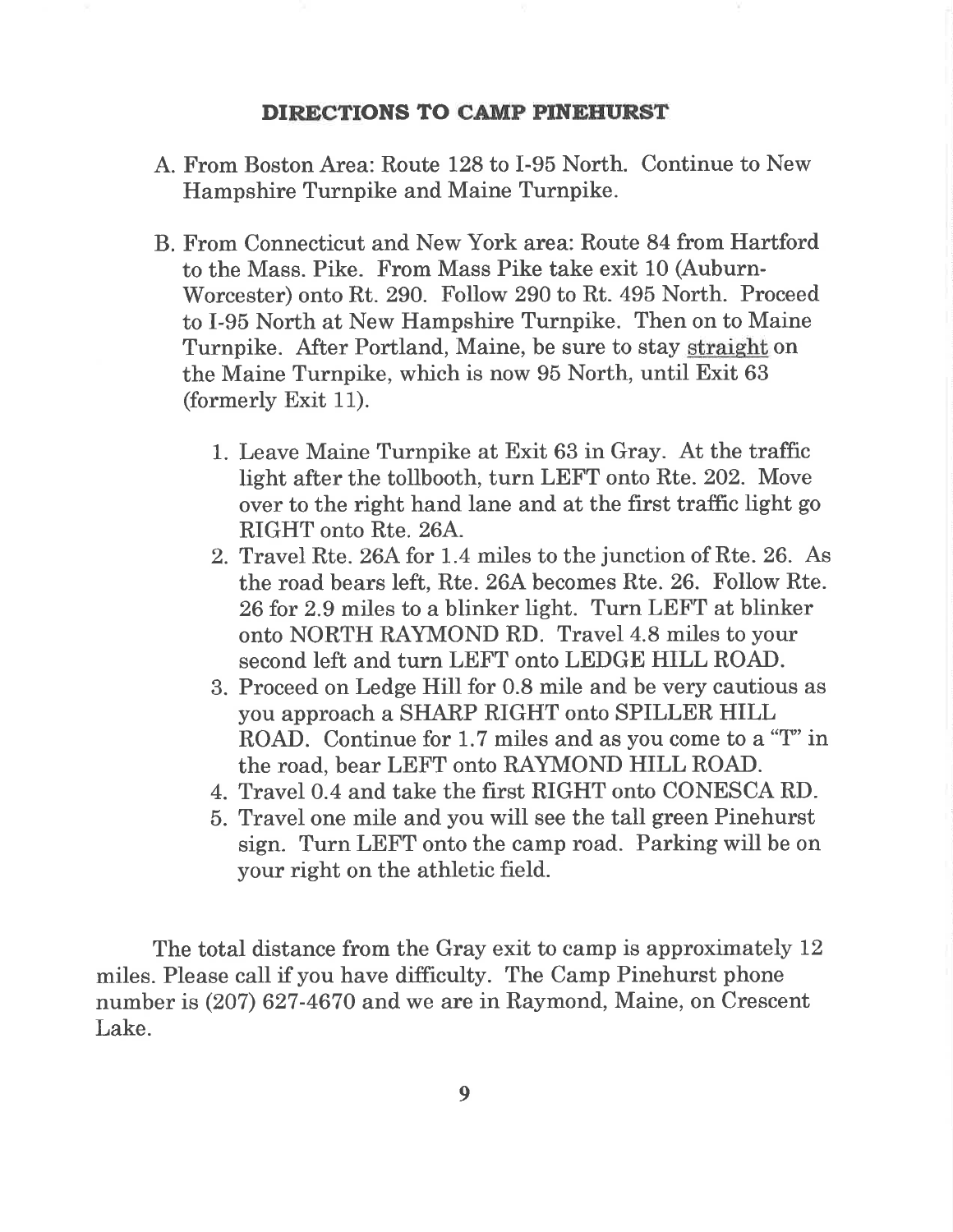## DIRECTIONS TO CAMP PINEHURST

A. From Boston Area: Route 128 to I-95 North. Continue to New Hampshire Turnpike and Maine Turnpike.

B. From Connecticut and New York area: Route 84 from Hartford to the Mass. Pike. From Mass Pike take exit 10 (Auburn-Worcester) onto Rt. 290. Follow 290 to Rt. 495 North. Proceed to I-95 North at New Hampshire Turnpike. Then on to Maine Turnpike. After Portland, Maine, be sure to stay <u>straight</u> on the Maine Turnpike, which is now 95 North, until Exit 63 (formerly Exit 11).

1. Leave Maine Turnpike at Exit 63 in Gray. At the traffic light after the tollbooth, turn LEFT onto Rte. 202. Move over to the right hand lane and at the first traffic light go RIGHT onto Rte. 26A.
2. Travel Rte. 26A for 1.4 miles to the junction of Rte. 26. As the road bears left, Rte. 26A becomes Rte. 26. Follow Rte. 26 for 2.9 miles to a blinker light. Turn LEFT at blinker onto NORTH RAYMOND RD. Travel 4.8 miles to your second left and turn LEFT onto LEDGE HILL ROAD.
3. Proceed on Ledge Hill for 0.8 mile and be very cautious as you approach a SHARP RIGHT onto SPILLER HILL ROAD. Continue for 1.7 miles and as you come to a "T" in the road, bear LEFT onto RAYMOND HILL ROAD.
4. Travel 0.4 and take the first RIGHT onto CONESCA RD.
5. Travel one mile and you will see the tall green Pinehurst sign. Turn LEFT onto the camp road. Parking will be on your right on the athletic field.

The total distance from the Gray exit to camp is approximately 12 miles. Please call if you have difficulty. The Camp Pinehurst phone number is (207) 627-4670 and we are in Raymond, Maine, on Crescent Lake.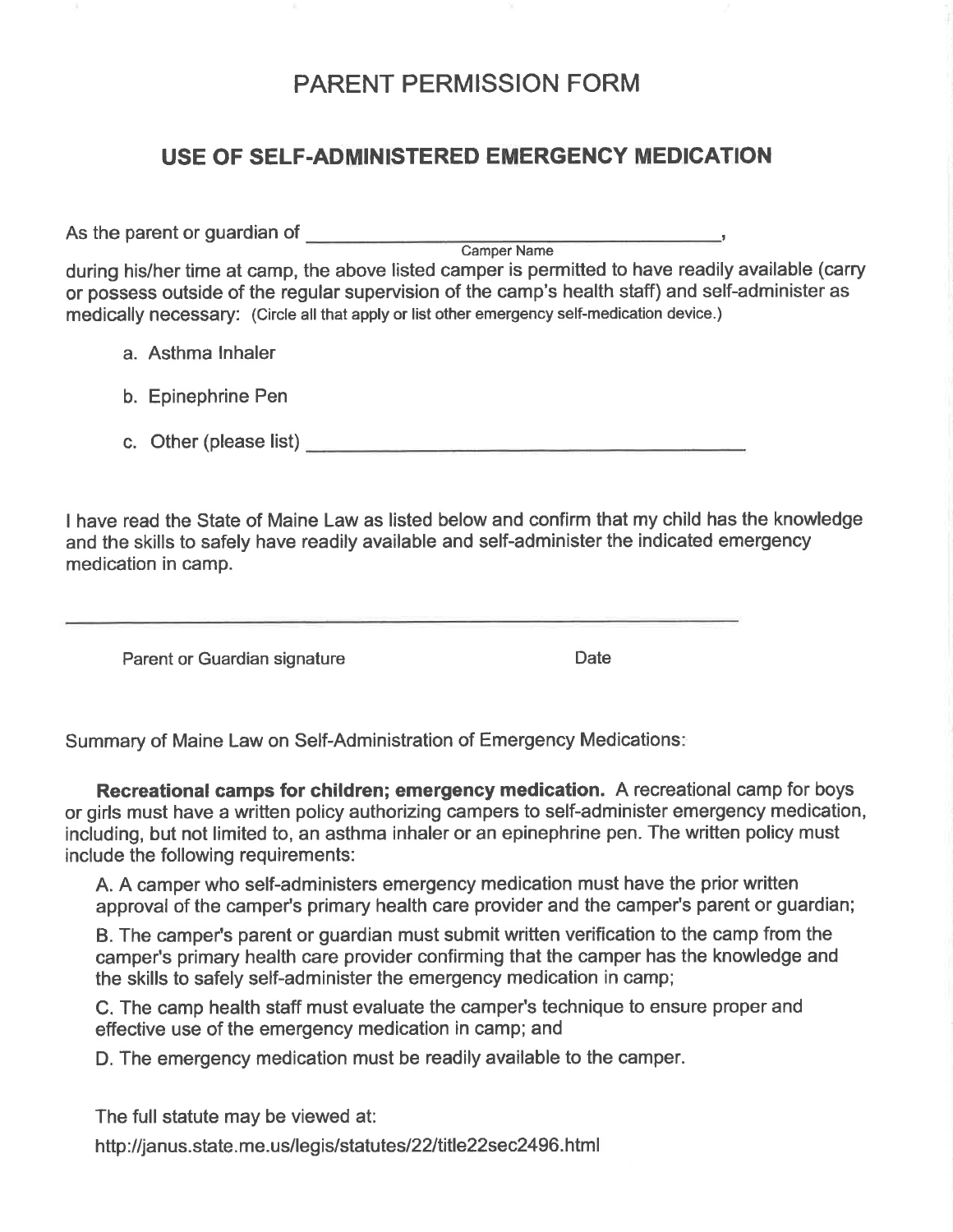# PARENT PERMISSION FORM

## USE OF SELF-ADMINISTERED EMERGENCY MEDICATION

As the parent or guardian of ________________________________________,
Camper Name

during his/her time at camp, the above listed camper is permitted to have readily available (carry or possess outside of the regular supervision of the camp's health staff) and self-administer as medically necessary: (Circle all that apply or list other emergency self-medication device.)

a. Asthma Inhaler

b. Epinephrine Pen

c. Other (please list) ________________________________________

I have read the State of Maine Law as listed below and confirm that my child has the knowledge and the skills to safely have readily available and self-administer the indicated emergency medication in camp.

________________________________________

Parent or Guardian signature — Date

Summary of Maine Law on Self-Administration of Emergency Medications:

**Recreational camps for children; emergency medication.** A recreational camp for boys or girls must have a written policy authorizing campers to self-administer emergency medication, including, but not limited to, an asthma inhaler or an epinephrine pen. The written policy must include the following requirements:

A. A camper who self-administers emergency medication must have the prior written approval of the camper's primary health care provider and the camper's parent or guardian;

B. The camper's parent or guardian must submit written verification to the camp from the camper's primary health care provider confirming that the camper has the knowledge and the skills to safely self-administer the emergency medication in camp;

C. The camp health staff must evaluate the camper's technique to ensure proper and effective use of the emergency medication in camp; and

D. The emergency medication must be readily available to the camper.

The full statute may be viewed at:

http://janus.state.me.us/legis/statutes/22/title22sec2496.html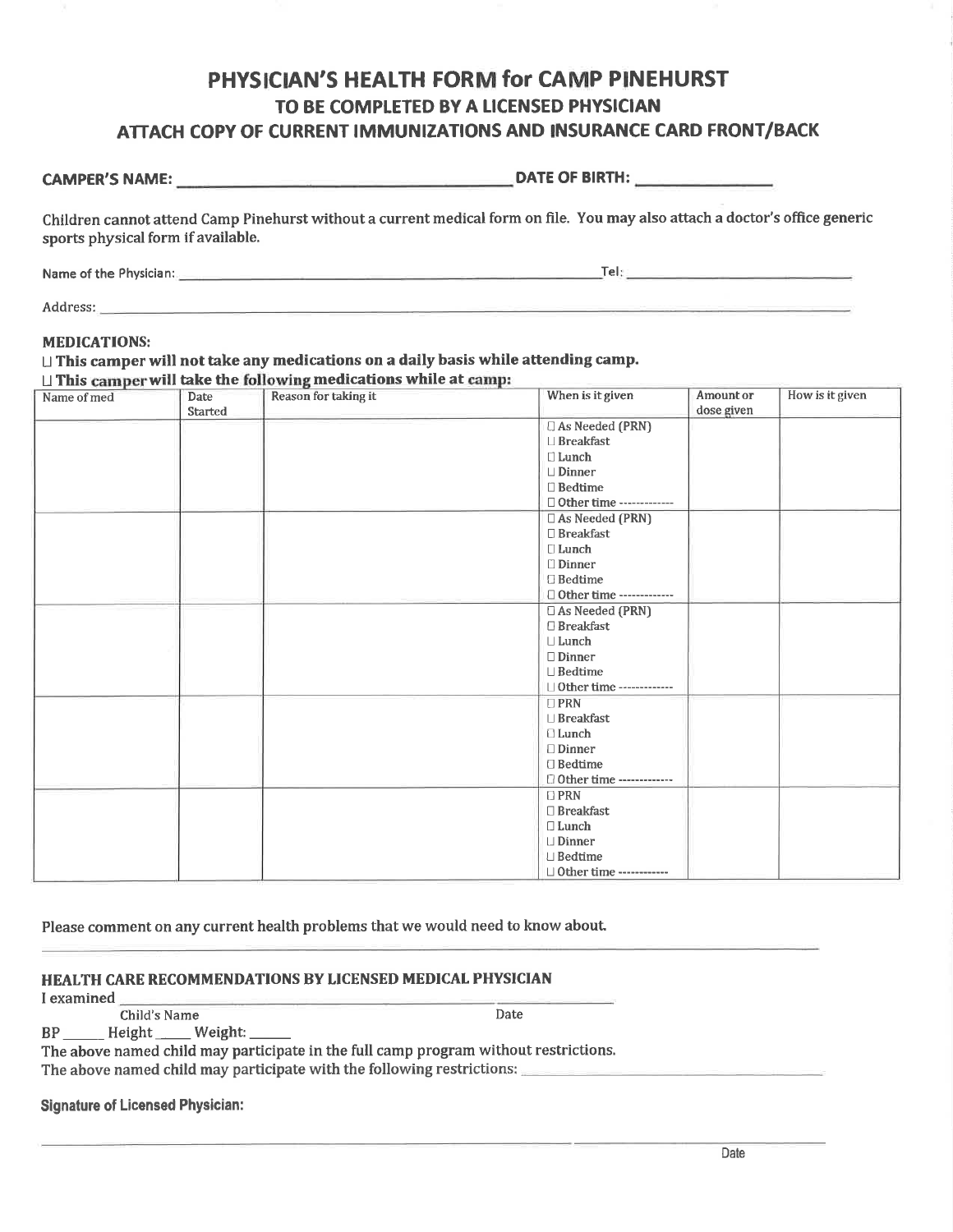# PHYSICIAN'S HEALTH FORM for CAMP PINEHURST

## TO BE COMPLETED BY A LICENSED PHYSICIAN

## ATTACH COPY OF CURRENT IMMUNIZATIONS AND INSURANCE CARD FRONT/BACK

**CAMPER'S NAME:** ______________________________ **DATE OF BIRTH:** ______________

Children cannot attend Camp Pinehurst without a current medical form on file. You may also attach a doctor's office generic sports physical form if available.

Name of the Physician: ______________________________ Tel: ______________________

Address: ______________________________________________________________

**MEDICATIONS:**

☐ **This camper will not take any medications on a daily basis while attending camp.**

☐ **This camper will take the following medications while at camp:**

| Name of med | Date Started | Reason for taking it | When is it given | Amount or dose given | How is it given |
|---|---|---|---|---|---|
| | | | ☐ As Needed (PRN)<br>☐ Breakfast<br>☐ Lunch<br>☐ Dinner<br>☐ Bedtime<br>☐ Other time ------------- | | |
| | | | ☐ As Needed (PRN)<br>☐ Breakfast<br>☐ Lunch<br>☐ Dinner<br>☐ Bedtime<br>☐ Other time ------------- | | |
| | | | ☐ As Needed (PRN)<br>☐ Breakfast<br>☐ Lunch<br>☐ Dinner<br>☐ Bedtime<br>☐ Other time ------------- | | |
| | | | ☐ PRN<br>☐ Breakfast<br>☐ Lunch<br>☐ Dinner<br>☐ Bedtime<br>☐ Other time ------------- | | |
| | | | ☐ PRN<br>☐ Breakfast<br>☐ Lunch<br>☐ Dinner<br>☐ Bedtime<br>☐ Other time ------------ | | |

Please comment on any current health problems that we would need to know about.

______________________________________________________________

**HEALTH CARE RECOMMENDATIONS BY LICENSED MEDICAL PHYSICIAN**

I examined ______________________________ ______________

Child's Name Date

BP _____ Height _____ Weight: _____

The above named child may participate in the full camp program without restrictions.

The above named child may participate with the following restrictions: ______________________

**Signature of Licensed Physician:**

______________________________________ ______________________

Date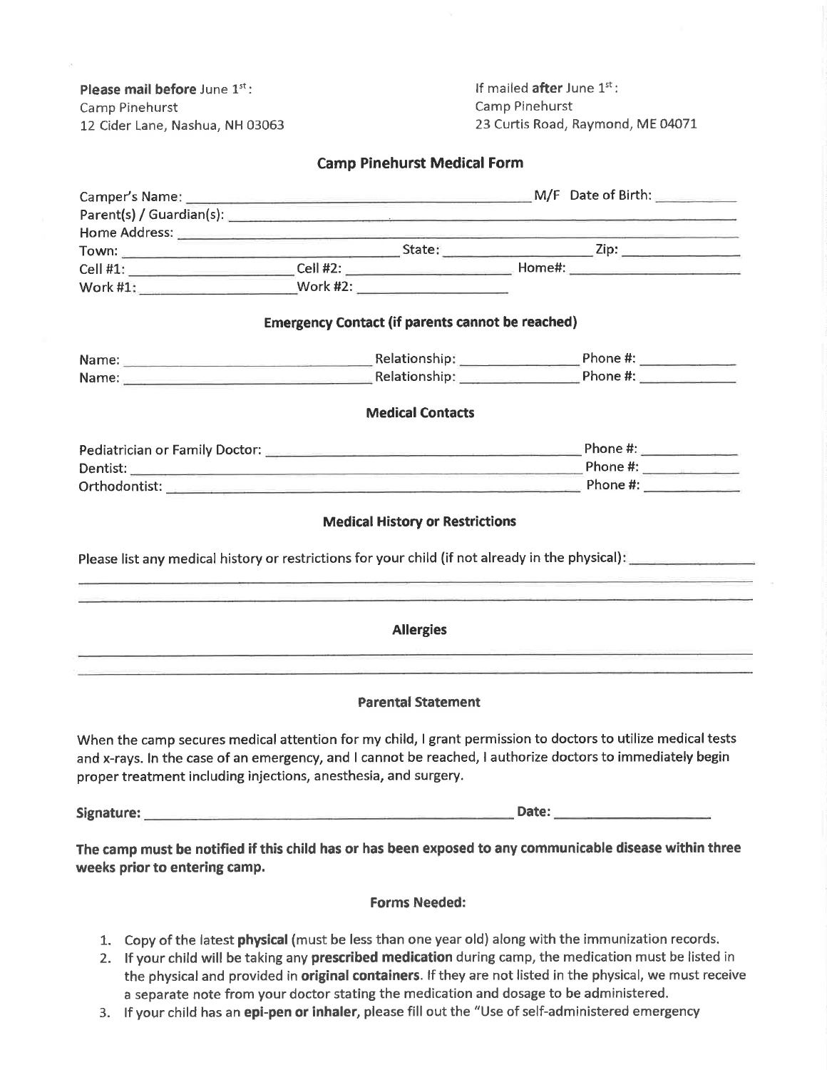**Please mail before** June 1st:
Camp Pinehurst
12 Cider Lane, Nashua, NH 03063

If mailed **after** June 1st:
Camp Pinehurst
23 Curtis Road, Raymond, ME 04071

## Camp Pinehurst Medical Form

Camper's Name: ______________________________ M/F Date of Birth: __________
Parent(s) / Guardian(s): ______________________________
Home Address: ______________________________
Town: ____________________ State: ____________ Zip: ____________
Cell #1: ______________ Cell #2: ______________ Home#: ______________
Work #1: ______________ Work #2: ______________

### Emergency Contact (if parents cannot be reached)

Name: ____________________ Relationship: ____________ Phone #: ____________
Name: ____________________ Relationship: ____________ Phone #: ____________

### Medical Contacts

Pediatrician or Family Doctor: ______________________________ Phone #: ____________
Dentist: ______________________________ Phone #: ____________
Orthodontist: ______________________________ Phone #: ____________

### Medical History or Restrictions

Please list any medical history or restrictions for your child (if not already in the physical): ______________

______________________________________________________________

______________________________________________________________

### Allergies

______________________________________________________________

______________________________________________________________

### Parental Statement

When the camp secures medical attention for my child, I grant permission to doctors to utilize medical tests and x-rays. In the case of an emergency, and I cannot be reached, I authorize doctors to immediately begin proper treatment including injections, anesthesia, and surgery.

**Signature:** ______________________________ **Date:** ______________

**The camp must be notified if this child has or has been exposed to any communicable disease within three weeks prior to entering camp.**

### Forms Needed:

1. Copy of the latest **physical** (must be less than one year old) along with the immunization records.
2. If your child will be taking any **prescribed medication** during camp, the medication must be listed in the physical and provided in **original containers**. If they are not listed in the physical, we must receive a separate note from your doctor stating the medication and dosage to be administered.
3. If your child has an **epi-pen or inhaler**, please fill out the "Use of self-administered emergency